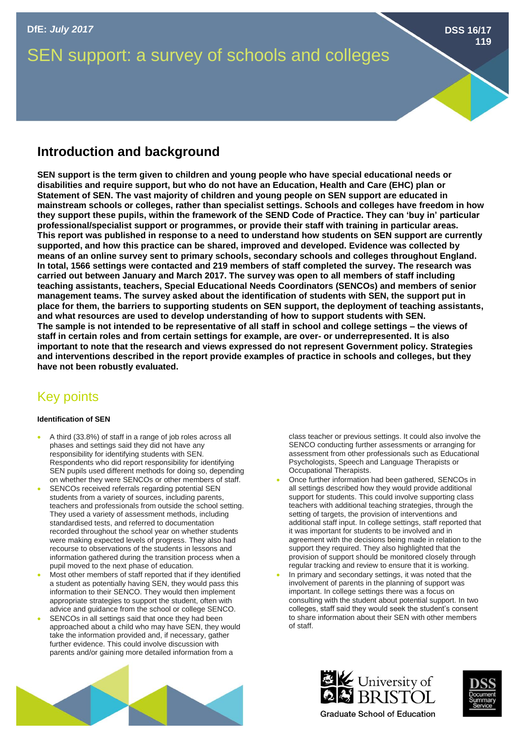DfE: *July 2017*

DSS 16/17 119

# SEN support: a survey of schools and colleges

## Introduction and background

**SEN support is the term given to children and young people who have special educational needs or disabilities and require support, but who do not have an Education, Health and Care (EHC) plan or Statement of SEN. The vast majority of children and young people on SEN support are educated in mainstream schools or colleges, rather than specialist settings. Schools and colleges have freedom in how they support these pupils, within the framework of the SEND Code of Practice. They can 'buy in' particular professional/specialist support or programmes, or provide their staff with training in particular areas. This report was published in response to a need to understand how students on SEN support are currently supported, and how this practice can be shared, improved and developed. Evidence was collected by means of an online survey sent to primary schools, secondary schools and colleges throughout England. In total, 1566 settings were contacted and 219 members of staff completed the survey. The research was carried out between January and March 2017. The survey was open to all members of staff including teaching assistants, teachers, Special Educational Needs Coordinators (SENCOs) and members of senior management teams. The survey asked about the identification of students with SEN, the support put in place for them, the barriers to supporting students on SEN support, the deployment of teaching assistants, and what resources are used to develop understanding of how to support students with SEN.**

**The sample is not intended to be representative of all staff in school and college settings – the views of staff in certain roles and from certain settings for example, are over- or underrepresented. It is also important to note that the research and views expressed do not represent Government policy. Strategies and interventions described in the report provide examples of practice in schools and colleges, but they have not been robustly evaluated.**

## Key points

**Identification of SEN**

- A third (33.8%) of staff in a range of job roles across all phases and settings said they did not have any responsibility for identifying students with SEN. Respondents who did report responsibility for identifying SEN pupils used different methods for doing so, depending on whether they were SENCOs or other members of staff.
- SENCOs received referrals regarding potential SEN students from a variety of sources, including parents, teachers and professionals from outside the school setting. They used a variety of assessment methods, including standardised tests, and referred to documentation recorded throughout the school year on whether students were making expected levels of progress. They also had recourse to observations of the students in lessons and information gathered during the transition process when a pupil moved to the next phase of education.
- Most other members of staff reported that if they identified a student as potentially having SEN, they would pass this information to their SENCO. They would then implement appropriate strategies to support the student, often with advice and guidance from the school or college SENCO.
- SENCOs in all settings said that once they had been approached about a child who may have SEN, they would take the information provided and, if necessary, gather further evidence. This could involve discussion with parents and/or gaining more detailed information from a class teacher or previous settings. It could also involve the SENCO conducting further assessments or arranging for assessment from other professionals such as Educational Psychologists, Speech and Language Therapists or Occupational Therapists.
- Once further information had been gathered, SENCOs in all settings described how they would provide additional support for students. This could involve supporting class teachers with additional teaching strategies, through the setting of targets, the provision of interventions and additional staff input. In college settings, staff reported that it was important for students to be involved and in agreement with the decisions being made in relation to the support they required. They also highlighted that the provision of support should be monitored closely through regular tracking and review to ensure that it is working.
- In primary and secondary settings, it was noted that the involvement of parents in the planning of support was important. In college settings there was a focus on consulting with the student about potential support. In two colleges, staff said they would seek the student's consent to share information about their SEN with other members of staff.

University of BRISTOL
Graduate School of Education

DSS Document Summary Service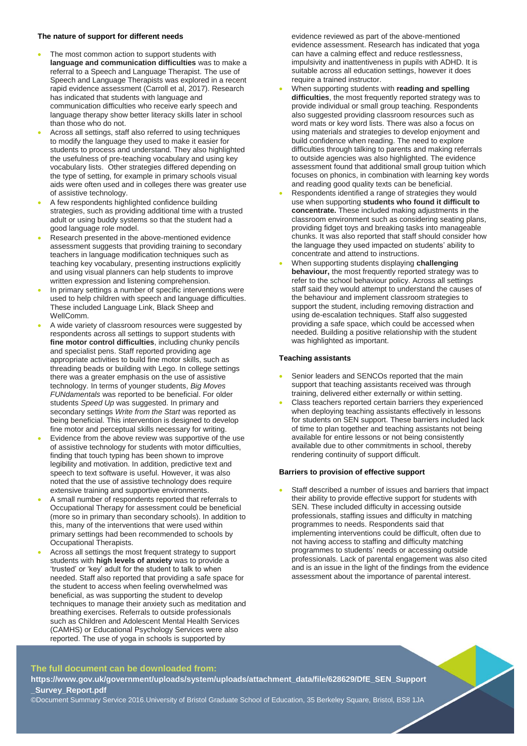**The nature of support for different needs**

- The most common action to support students with **language and communication difficulties** was to make a referral to a Speech and Language Therapist. The use of Speech and Language Therapists was explored in a recent rapid evidence assessment (Carroll et al, 2017). Research has indicated that students with language and communication difficulties who receive early speech and language therapy show better literacy skills later in school than those who do not.
- Across all settings, staff also referred to using techniques to modify the language they used to make it easier for students to process and understand. They also highlighted the usefulness of pre-teaching vocabulary and using key vocabulary lists. Other strategies differed depending on the type of setting, for example in primary schools visual aids were often used and in colleges there was greater use of assistive technology.
- A few respondents highlighted confidence building strategies, such as providing additional time with a trusted adult or using buddy systems so that the student had a good language role model.
- Research presented in the above-mentioned evidence assessment suggests that providing training to secondary teachers in language modification techniques such as teaching key vocabulary, presenting instructions explicitly and using visual planners can help students to improve written expression and listening comprehension.
- In primary settings a number of specific interventions were used to help children with speech and language difficulties. These included Language Link, Black Sheep and WellComm.
- A wide variety of classroom resources were suggested by respondents across all settings to support students with **fine motor control difficulties**, including chunky pencils and specialist pens. Staff reported providing age appropriate activities to build fine motor skills, such as threading beads or building with Lego. In college settings there was a greater emphasis on the use of assistive technology. In terms of younger students, *Big Moves FUNdamentals* was reported to be beneficial. For older students *Speed Up* was suggested. In primary and secondary settings *Write from the Start* was reported as being beneficial. This intervention is designed to develop fine motor and perceptual skills necessary for writing.
- Evidence from the above review was supportive of the use of assistive technology for students with motor difficulties, finding that touch typing has been shown to improve legibility and motivation. In addition, predictive text and speech to text software is useful. However, it was also noted that the use of assistive technology does require extensive training and supportive environments.
- A small number of respondents reported that referrals to Occupational Therapy for assessment could be beneficial (more so in primary than secondary schools). In addition to this, many of the interventions that were used within primary settings had been recommended to schools by Occupational Therapists.
- Across all settings the most frequent strategy to support students with **high levels of anxiety** was to provide a 'trusted' or 'key' adult for the student to talk to when needed. Staff also reported that providing a safe space for the student to access when feeling overwhelmed was beneficial, as was supporting the student to develop techniques to manage their anxiety such as meditation and breathing exercises. Referrals to outside professionals such as Children and Adolescent Mental Health Services (CAMHS) or Educational Psychology Services were also reported. The use of yoga in schools is supported by evidence reviewed as part of the above-mentioned evidence assessment. Research has indicated that yoga can have a calming effect and reduce restlessness, impulsivity and inattentiveness in pupils with ADHD. It is suitable across all education settings, however it does require a trained instructor.
- When supporting students with **reading and spelling difficulties**, the most frequently reported strategy was to provide individual or small group teaching. Respondents also suggested providing classroom resources such as word mats or key word lists. There was also a focus on using materials and strategies to develop enjoyment and build confidence when reading. The need to explore difficulties through talking to parents and making referrals to outside agencies was also highlighted. The evidence assessment found that additional small group tuition which focuses on phonics, in combination with learning key words and reading good quality texts can be beneficial.
- Respondents identified a range of strategies they would use when supporting **students who found it difficult to concentrate.** These included making adjustments in the classroom environment such as considering seating plans, providing fidget toys and breaking tasks into manageable chunks. It was also reported that staff should consider how the language they used impacted on students' ability to concentrate and attend to instructions.
- When supporting students displaying **challenging behaviour,** the most frequently reported strategy was to refer to the school behaviour policy. Across all settings staff said they would attempt to understand the causes of the behaviour and implement classroom strategies to support the student, including removing distraction and using de-escalation techniques. Staff also suggested providing a safe space, which could be accessed when needed. Building a positive relationship with the student was highlighted as important.

**Teaching assistants**

- Senior leaders and SENCOs reported that the main support that teaching assistants received was through training, delivered either externally or within setting.
- Class teachers reported certain barriers they experienced when deploying teaching assistants effectively in lessons for students on SEN support. These barriers included lack of time to plan together and teaching assistants not being available for entire lessons or not being consistently available due to other commitments in school, thereby rendering continuity of support difficult.

**Barriers to provision of effective support**

- Staff described a number of issues and barriers that impact their ability to provide effective support for students with SEN. These included difficulty in accessing outside professionals, staffing issues and difficulty in matching programmes to needs. Respondents said that implementing interventions could be difficult, often due to not having access to staffing and difficulty matching programmes to students' needs or accessing outside professionals. Lack of parental engagement was also cited and is an issue in the light of the findings from the evidence assessment about the importance of parental interest.

**The full document can be downloaded from:**
**https://www.gov.uk/government/uploads/system/uploads/attachment_data/file/628629/DfE_SEN_Support_Survey_Report.pdf**

©Document Summary Service 2016.University of Bristol Graduate School of Education, 35 Berkeley Square, Bristol, BS8 1JA